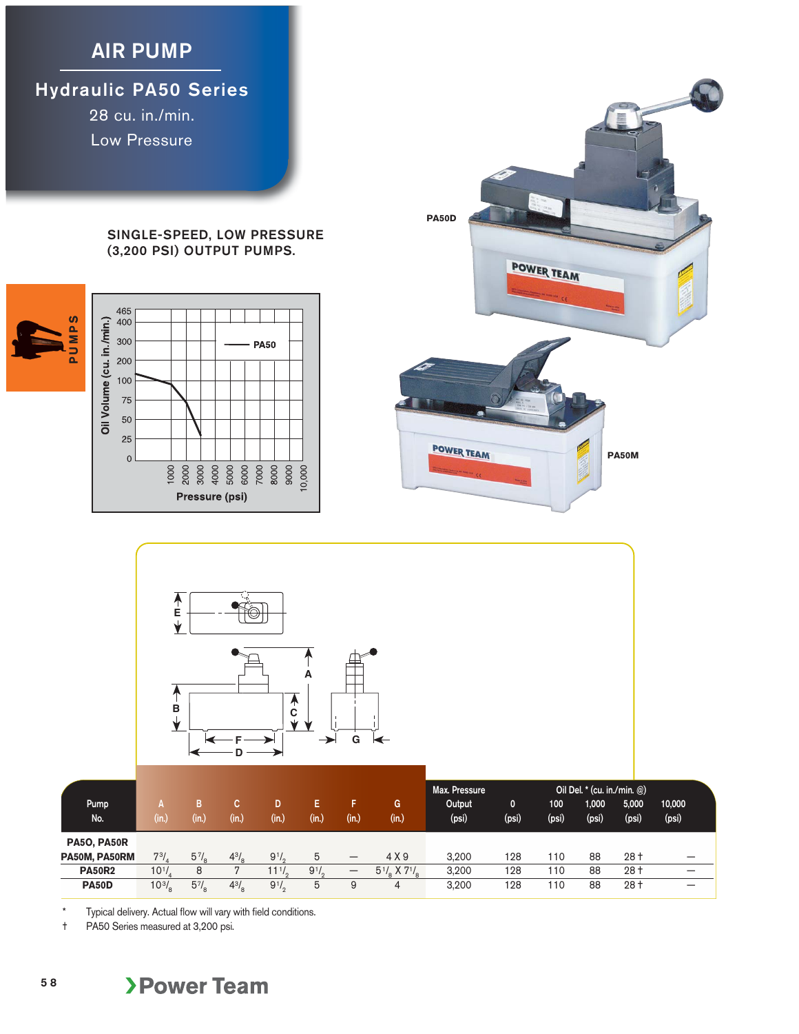# AIR PUMP

## Hydraulic PA50 Series

28 cu. in./min.

Low Pressure

PUMPS

**SINGLE-SPEED, LOW PRESSURE (3,200 PSI) OUTPUT PUMPS.**

PA50D

PA50M

| Pump No. | A (in.) | B (in.) | C (in.) | D (in.) | E (in.) | F (in.) | G (in.) | Max. Pressure Output (psi) | Oil Del. * (cu. in./min. @) 0 (psi) | 100 (psi) | 1,000 (psi) | 5,000 (psi) | 10,000 (psi) |
|---|---|---|---|---|---|---|---|---|---|---|---|---|---|
| PA5O, PA50R PA50M, PA50RM | 7 3/4 | 5 7/8 | 4 3/8 | 9 1/2 | 5 | — | 4 X 9 | 3,200 | 128 | 110 | 88 | 28 † | — |
| PA50R2 | 10 1/4 | 8 | 7 | 11 1/2 | 9 1/2 | — | 5 1/8 X 7 1/8 | 3,200 | 128 | 110 | 88 | 28 † | — |
| PA50D | 10 3/8 | 5 7/8 | 4 3/8 | 9 1/2 | 5 | 9 | 4 | 3,200 | 128 | 110 | 88 | 28 † | — |

\* Typical delivery. Actual flow will vary with field conditions.

† PA50 Series measured at 3,200 psi.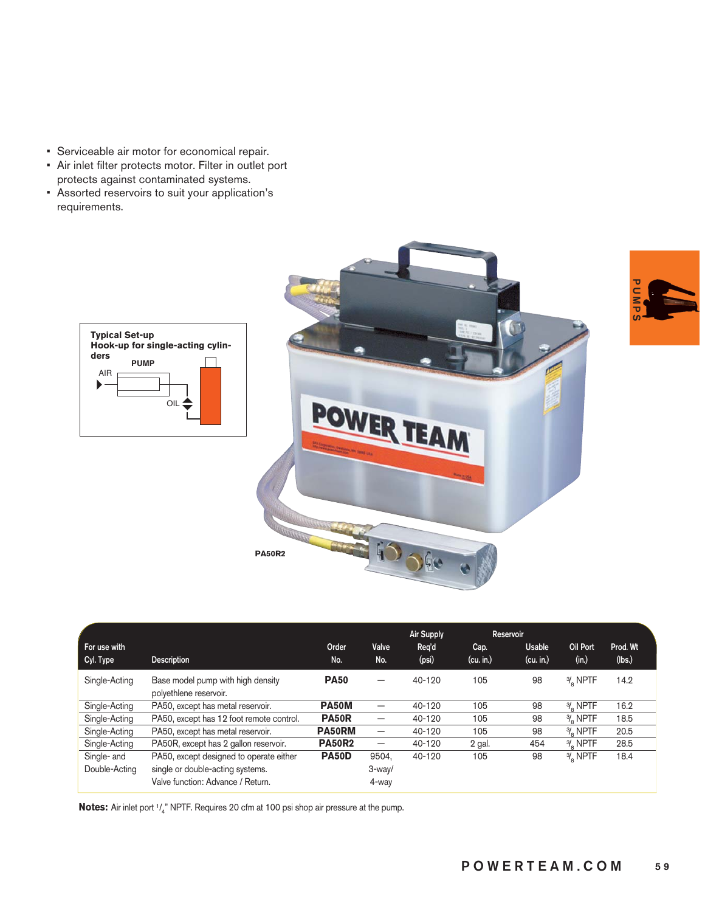- Serviceable air motor for economical repair.
- Air inlet filter protects motor. Filter in outlet port protects against contaminated systems.
- Assorted reservoirs to suit your application's requirements.

**Typical Set-up**
**Hook-up for single-acting cylinders**

PUMP
AIR
OIL

PA50R2

| For use with Cyl. Type | Description | Order No. | Valve No. | Air Supply Req'd (psi) | Reservoir Cap. (cu. in.) | Reservoir Usable (cu. in.) | Oil Port (in.) | Prod. Wt (lbs.) |
|---|---|---|---|---|---|---|---|---|
| Single-Acting | Base model pump with high density polyethlene reservoir. | **PA50** | — | 40-120 | 105 | 98 | 3/8 NPTF | 14.2 |
| Single-Acting | PA50, except has metal reservoir. | **PA50M** | — | 40-120 | 105 | 98 | 3/8 NPTF | 16.2 |
| Single-Acting | PA50, except has 12 foot remote control. | **PA50R** | — | 40-120 | 105 | 98 | 3/8 NPTF | 18.5 |
| Single-Acting | PA50, except has metal reservoir. | **PA50RM** | — | 40-120 | 105 | 98 | 3/8 NPTF | 20.5 |
| Single-Acting | PA50R, except has 2 gallon reservoir. | **PA50R2** | — | 40-120 | 2 gal. | 454 | 3/8 NPTF | 28.5 |
| Single- and Double-Acting | PA50, except designed to operate either single or double-acting systems. Valve function: Advance / Return. | **PA50D** | 9504, 3-way/ 4-way | 40-120 | 105 | 98 | 3/8 NPTF | 18.4 |

**Notes:** Air inlet port 1/4" NPTF. Requires 20 cfm at 100 psi shop air pressure at the pump.